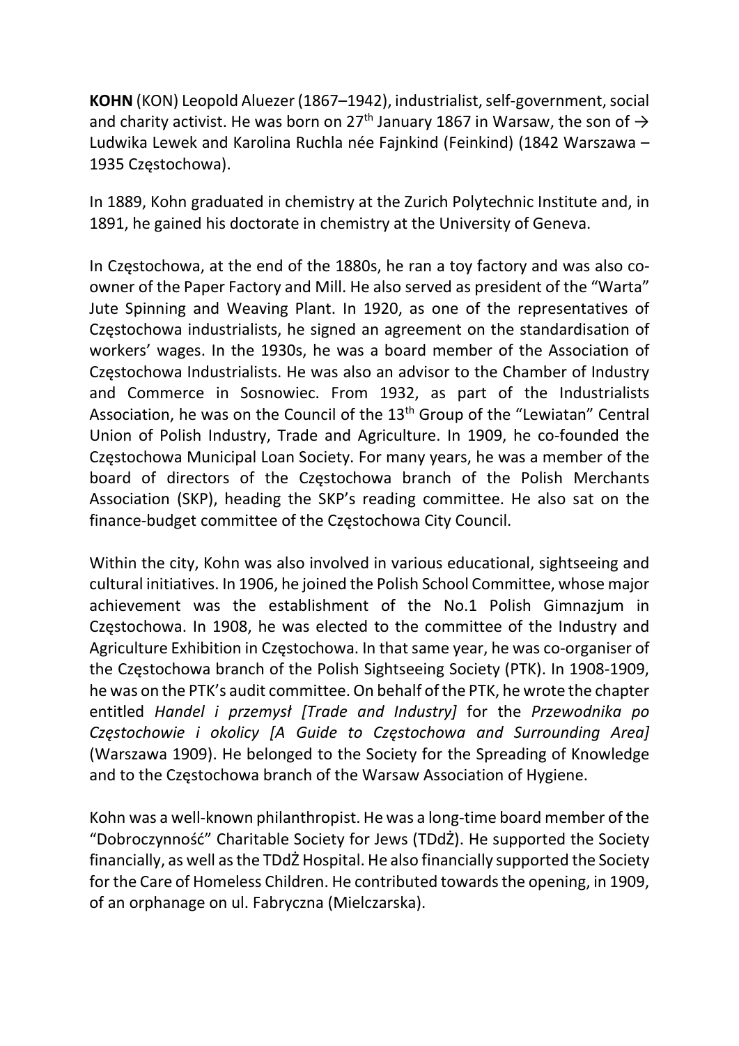**KOHN** (KON) Leopold Aluezer (1867–1942), industrialist, self-government, social and charity activist. He was born on 27th January 1867 in Warsaw, the son of → Ludwika Lewek and Karolina Ruchla née Fajnkind (Feinkind) (1842 Warszawa – 1935 Częstochowa).

In 1889, Kohn graduated in chemistry at the Zurich Polytechnic Institute and, in 1891, he gained his doctorate in chemistry at the University of Geneva.

In Częstochowa, at the end of the 1880s, he ran a toy factory and was also co-owner of the Paper Factory and Mill. He also served as president of the "Warta" Jute Spinning and Weaving Plant. In 1920, as one of the representatives of Częstochowa industrialists, he signed an agreement on the standardisation of workers' wages. In the 1930s, he was a board member of the Association of Częstochowa Industrialists. He was also an advisor to the Chamber of Industry and Commerce in Sosnowiec. From 1932, as part of the Industrialists Association, he was on the Council of the 13th Group of the "Lewiatan" Central Union of Polish Industry, Trade and Agriculture. In 1909, he co-founded the Częstochowa Municipal Loan Society. For many years, he was a member of the board of directors of the Częstochowa branch of the Polish Merchants Association (SKP), heading the SKP's reading committee. He also sat on the finance-budget committee of the Częstochowa City Council.

Within the city, Kohn was also involved in various educational, sightseeing and cultural initiatives. In 1906, he joined the Polish School Committee, whose major achievement was the establishment of the No.1 Polish Gimnazjum in Częstochowa. In 1908, he was elected to the committee of the Industry and Agriculture Exhibition in Częstochowa. In that same year, he was co-organiser of the Częstochowa branch of the Polish Sightseeing Society (PTK). In 1908-1909, he was on the PTK's audit committee. On behalf of the PTK, he wrote the chapter entitled *Handel i przemysł [Trade and Industry]* for the *Przewodnika po Częstochowie i okolicy [A Guide to Częstochowa and Surrounding Area]* (Warszawa 1909). He belonged to the Society for the Spreading of Knowledge and to the Częstochowa branch of the Warsaw Association of Hygiene.

Kohn was a well-known philanthropist. He was a long-time board member of the "Dobroczynność" Charitable Society for Jews (TDdŻ). He supported the Society financially, as well as the TDdŻ Hospital. He also financially supported the Society for the Care of Homeless Children. He contributed towards the opening, in 1909, of an orphanage on ul. Fabryczna (Mielczarska).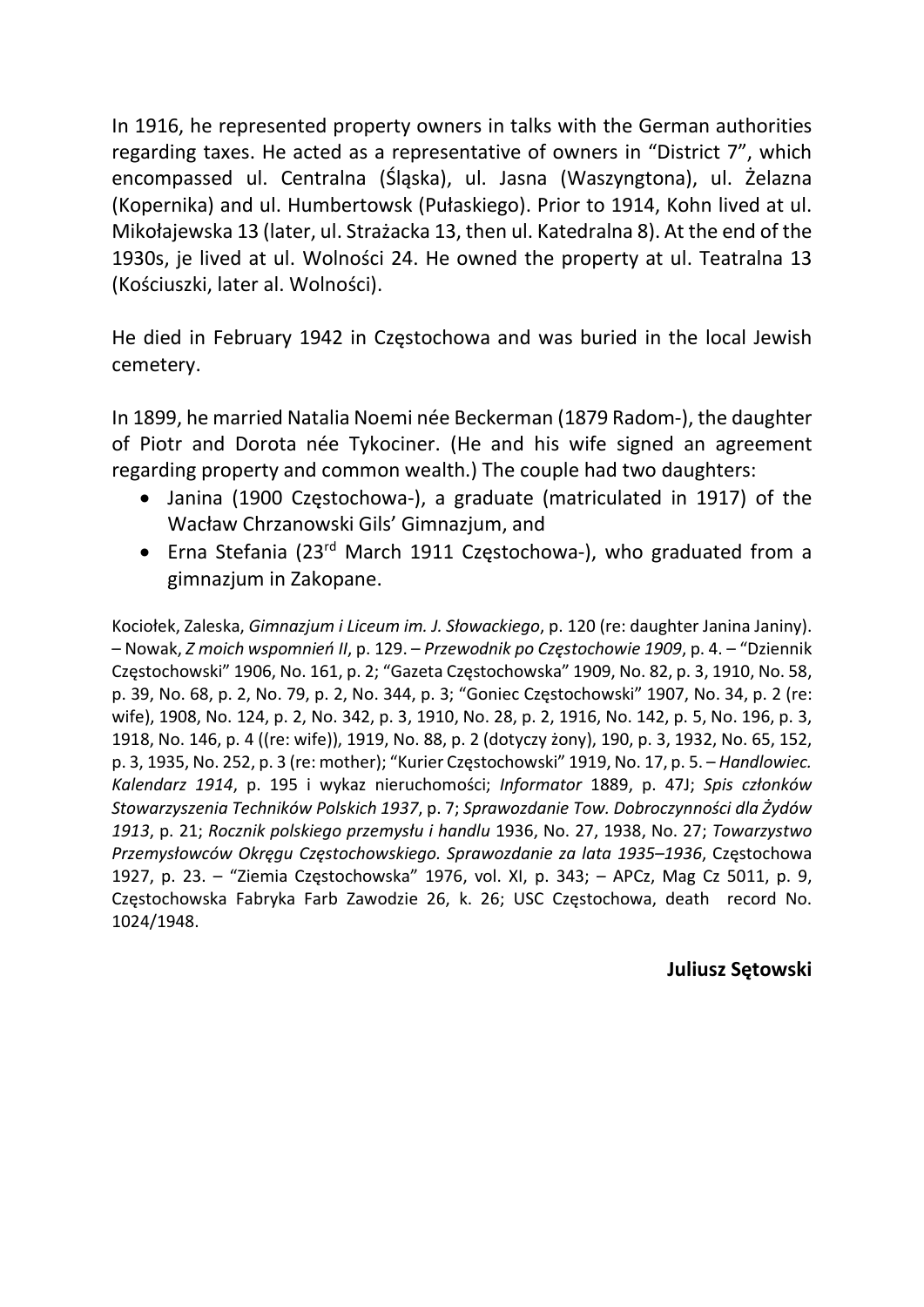In 1916, he represented property owners in talks with the German authorities regarding taxes. He acted as a representative of owners in "District 7", which encompassed ul. Centralna (Śląska), ul. Jasna (Waszyngtona), ul. Żelazna (Kopernika) and ul. Humbertowsk (Pułaskiego). Prior to 1914, Kohn lived at ul. Mikołajewska 13 (later, ul. Strażacka 13, then ul. Katedralna 8). At the end of the 1930s, je lived at ul. Wolności 24. He owned the property at ul. Teatralna 13 (Kościuszki, later al. Wolności).

He died in February 1942 in Częstochowa and was buried in the local Jewish cemetery.

In 1899, he married Natalia Noemi née Beckerman (1879 Radom-), the daughter of Piotr and Dorota née Tykociner. (He and his wife signed an agreement regarding property and common wealth.) The couple had two daughters:

- Janina (1900 Częstochowa-), a graduate (matriculated in 1917) of the Wacław Chrzanowski Gils' Gimnazjum, and
- Erna Stefania (23rd March 1911 Częstochowa-), who graduated from a gimnazjum in Zakopane.

Kociołek, Zaleska, *Gimnazjum i Liceum im. J. Słowackiego*, p. 120 (re: daughter Janina Janiny). – Nowak, *Z moich wspomnień II*, p. 129. – *Przewodnik po Częstochowie 1909*, p. 4. – "Dziennik Częstochowski" 1906, No. 161, p. 2; "Gazeta Częstochowska" 1909, No. 82, p. 3, 1910, No. 58, p. 39, No. 68, p. 2, No. 79, p. 2, No. 344, p. 3; "Goniec Częstochowski" 1907, No. 34, p. 2 (re: wife), 1908, No. 124, p. 2, No. 342, p. 3, 1910, No. 28, p. 2, 1916, No. 142, p. 5, No. 196, p. 3, 1918, No. 146, p. 4 ((re: wife)), 1919, No. 88, p. 2 (dotyczy żony), 190, p. 3, 1932, No. 65, 152, p. 3, 1935, No. 252, p. 3 (re: mother); "Kurier Częstochowski" 1919, No. 17, p. 5. – *Handlowiec. Kalendarz 1914*, p. 195 i wykaz nieruchomości; *Informator* 1889, p. 47J; *Spis członków Stowarzyszenia Techników Polskich 1937*, p. 7; *Sprawozdanie Tow. Dobroczynności dla Żydów 1913*, p. 21; *Rocznik polskiego przemysłu i handlu* 1936, No. 27, 1938, No. 27; *Towarzystwo Przemysłowców Okręgu Częstochowskiego. Sprawozdanie za lata 1935–1936*, Częstochowa 1927, p. 23. – "Ziemia Częstochowska" 1976, vol. XI, p. 343; – APCz, Mag Cz 5011, p. 9, Częstochowska Fabryka Farb Zawodzie 26, k. 26; USC Częstochowa, death record No. 1024/1948.

**Juliusz Sętowski**